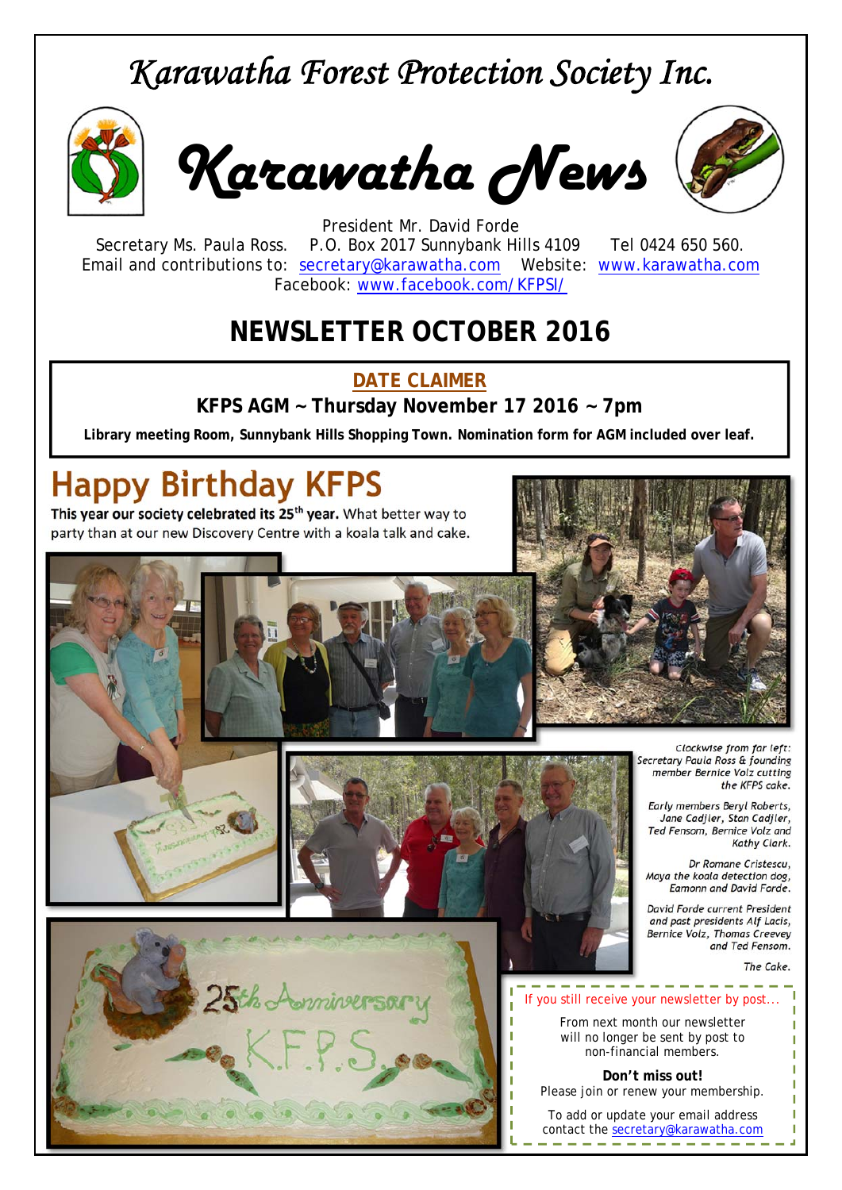# Karawatha Forest Protection Society Inc.

# Karawatha News

President Mr. David Forde
Secretary Ms. Paula Ross. P.O. Box 2017 Sunnybank Hills 4109 Tel 0424 650 560.
Email and contributions to: secretary@karawatha.com Website: www.karawatha.com
Facebook: www.facebook.com/KFPSI/

## NEWSLETTER OCTOBER 2016

**DATE CLAIMER**

**KFPS AGM ~ Thursday November 17 2016 ~ 7pm**

**Library meeting Room, Sunnybank Hills Shopping Town. Nomination form for AGM included over leaf.**

## Happy Birthday KFPS

**This year our society celebrated its 25th year.** What better way to party than at our new Discovery Centre with a koala talk and cake.

*Clockwise from far left:*
*Secretary Paula Ross & founding member Bernice Volz cutting the KFPS cake.*

*Early members Beryl Roberts, Jane Cadjler, Stan Cadjler, Ted Fensom, Bernice Volz and Kathy Clark.*

*Dr Romane Cristescu, Maya the koala detection dog, Eamonn and David Forde.*

*David Forde current President and past presidents Alf Lacis, Bernice Volz, Thomas Creevey and Ted Fensom.*

*The Cake.*

If you still receive your newsletter by post...

From next month our newsletter will no longer be sent by post to non-financial members.

**Don't miss out!**
Please join or renew your membership.

To add or update your email address contact the secretary@karawatha.com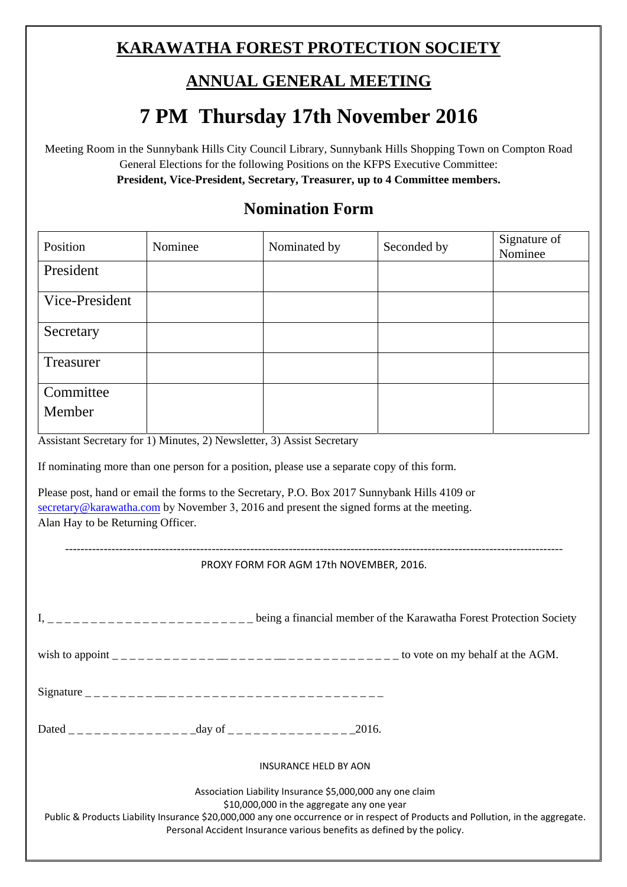# KARAWATHA FOREST PROTECTION SOCIETY

## ANNUAL GENERAL MEETING

# 7 PM Thursday 17th November 2016

Meeting Room in the Sunnybank Hills City Council Library, Sunnybank Hills Shopping Town on Compton Road
General Elections for the following Positions on the KFPS Executive Committee:
**President, Vice-President, Secretary, Treasurer, up to 4 Committee members.**

## Nomination Form

| Position | Nominee | Nominated by | Seconded by | Signature of Nominee |
|---|---|---|---|---|
| President | | | | |
| Vice-President | | | | |
| Secretary | | | | |
| Treasurer | | | | |
| Committee Member | | | | |

Assistant Secretary for 1) Minutes, 2) Newsletter, 3) Assist Secretary

If nominating more than one person for a position, please use a separate copy of this form.

Please post, hand or email the forms to the Secretary, P.O. Box 2017 Sunnybank Hills 4109 or secretary@karawatha.com by November 3, 2016 and present the signed forms at the meeting.
Alan Hay to be Returning Officer.

---

PROXY FORM FOR AGM 17th NOVEMBER, 2016.

I, _ _ _ _ _ _ _ _ _ _ _ _ _ _ _ _ _ _ _ _ _ _ _ _ _ being a financial member of the Karawatha Forest Protection Society

wish to appoint _ _ _ _ _ _ _ _ _ _ _ _ _ _ _ _ _ _ _ _ _ _ _ _ _ _ _ _ _ _ _ _ _ _ _ to vote on my behalf at the AGM.

Signature _ _ _ _ _ _ _ _ _ _ _ _ _ _ _ _ _ _ _ _ _ _ _ _ _ _ _ _ _ _ _ _ _ _ _ _

Dated _ _ _ _ _ _ _ _ _ _ _ _ _ _ _day of _ _ _ _ _ _ _ _ _ _ _ _ _ _ _2016.

INSURANCE HELD BY AON

Association Liability Insurance $5,000,000 any one claim
$10,000,000 in the aggregate any one year
Public & Products Liability Insurance $20,000,000 any one occurrence or in respect of Products and Pollution, in the aggregate.
Personal Accident Insurance various benefits as defined by the policy.